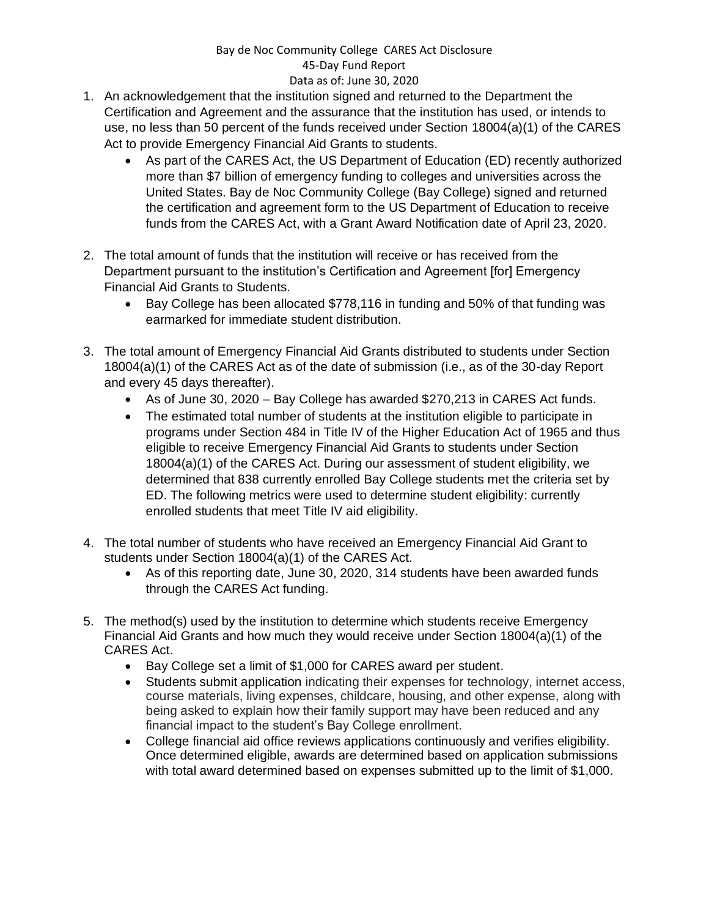Bay de Noc Community College CARES Act Disclosure
45-Day Fund Report
Data as of: June 30, 2020

1. An acknowledgement that the institution signed and returned to the Department the Certification and Agreement and the assurance that the institution has used, or intends to use, no less than 50 percent of the funds received under Section 18004(a)(1) of the CARES Act to provide Emergency Financial Aid Grants to students.
   - As part of the CARES Act, the US Department of Education (ED) recently authorized more than $7 billion of emergency funding to colleges and universities across the United States. Bay de Noc Community College (Bay College) signed and returned the certification and agreement form to the US Department of Education to receive funds from the CARES Act, with a Grant Award Notification date of April 23, 2020.

2. The total amount of funds that the institution will receive or has received from the Department pursuant to the institution's Certification and Agreement [for] Emergency Financial Aid Grants to Students.
   - Bay College has been allocated $778,116 in funding and 50% of that funding was earmarked for immediate student distribution.

3. The total amount of Emergency Financial Aid Grants distributed to students under Section 18004(a)(1) of the CARES Act as of the date of submission (i.e., as of the 30-day Report and every 45 days thereafter).
   - As of June 30, 2020 – Bay College has awarded $270,213 in CARES Act funds.
   - The estimated total number of students at the institution eligible to participate in programs under Section 484 in Title IV of the Higher Education Act of 1965 and thus eligible to receive Emergency Financial Aid Grants to students under Section 18004(a)(1) of the CARES Act. During our assessment of student eligibility, we determined that 838 currently enrolled Bay College students met the criteria set by ED. The following metrics were used to determine student eligibility: currently enrolled students that meet Title IV aid eligibility.

4. The total number of students who have received an Emergency Financial Aid Grant to students under Section 18004(a)(1) of the CARES Act.
   - As of this reporting date, June 30, 2020, 314 students have been awarded funds through the CARES Act funding.

5. The method(s) used by the institution to determine which students receive Emergency Financial Aid Grants and how much they would receive under Section 18004(a)(1) of the CARES Act.
   - Bay College set a limit of $1,000 for CARES award per student.
   - Students submit application indicating their expenses for technology, internet access, course materials, living expenses, childcare, housing, and other expense, along with being asked to explain how their family support may have been reduced and any financial impact to the student's Bay College enrollment.
   - College financial aid office reviews applications continuously and verifies eligibility. Once determined eligible, awards are determined based on application submissions with total award determined based on expenses submitted up to the limit of $1,000.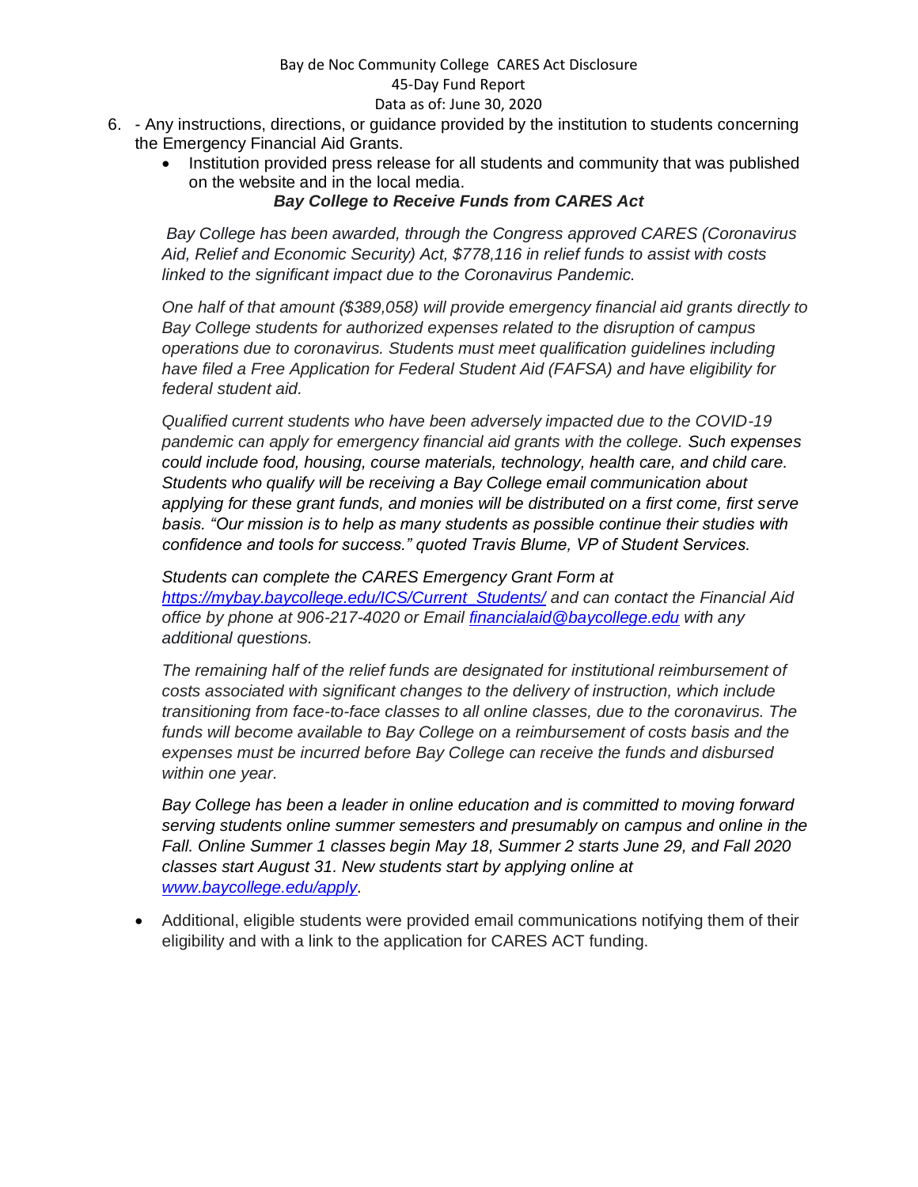6. - Any instructions, directions, or guidance provided by the institution to students concerning the Emergency Financial Aid Grants.
   - Institution provided press release for all students and community that was published on the website and in the local media.

***Bay College to Receive Funds from CARES Act***

*Bay College has been awarded, through the Congress approved CARES (Coronavirus Aid, Relief and Economic Security) Act, $778,116 in relief funds to assist with costs linked to the significant impact due to the Coronavirus Pandemic.*

*One half of that amount ($389,058) will provide emergency financial aid grants directly to Bay College students for authorized expenses related to the disruption of campus operations due to coronavirus. Students must meet qualification guidelines including have filed a Free Application for Federal Student Aid (FAFSA) and have eligibility for federal student aid.*

*Qualified current students who have been adversely impacted due to the COVID-19 pandemic can apply for emergency financial aid grants with the college. Such expenses could include food, housing, course materials, technology, health care, and child care. Students who qualify will be receiving a Bay College email communication about applying for these grant funds, and monies will be distributed on a first come, first serve basis. "Our mission is to help as many students as possible continue their studies with confidence and tools for success." quoted Travis Blume, VP of Student Services.*

*Students can complete the CARES Emergency Grant Form at [https://mybay.baycollege.edu/ICS/Current_Students/](https://mybay.baycollege.edu/ICS/Current_Students/) and can contact the Financial Aid office by phone at 906-217-4020 or Email [financialaid@baycollege.edu](mailto:financialaid@baycollege.edu) with any additional questions.*

*The remaining half of the relief funds are designated for institutional reimbursement of costs associated with significant changes to the delivery of instruction, which include transitioning from face-to-face classes to all online classes, due to the coronavirus. The funds will become available to Bay College on a reimbursement of costs basis and the expenses must be incurred before Bay College can receive the funds and disbursed within one year.*

*Bay College has been a leader in online education and is committed to moving forward serving students online summer semesters and presumably on campus and online in the Fall. Online Summer 1 classes begin May 18, Summer 2 starts June 29, and Fall 2020 classes start August 31. New students start by applying online at [www.baycollege.edu/apply](http://www.baycollege.edu/apply).*

- Additional, eligible students were provided email communications notifying them of their eligibility and with a link to the application for CARES ACT funding.